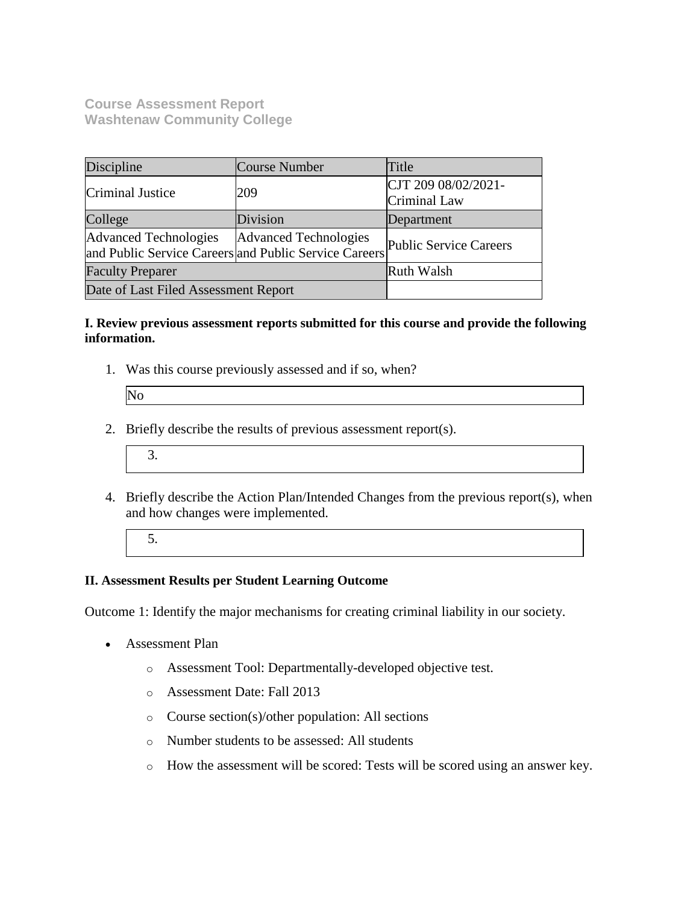**Course Assessment Report**
**Washtenaw Community College**

| Discipline | Course Number | Title |
|---|---|---|
| Criminal Justice | 209 | CJT 209 08/02/2021- Criminal Law |
| College | Division | Department |
| Advanced Technologies and Public Service Careers | Advanced Technologies and Public Service Careers | Public Service Careers |
| Faculty Preparer | | Ruth Walsh |
| Date of Last Filed Assessment Report | | |

**I. Review previous assessment reports submitted for this course and provide the following information.**

1. Was this course previously assessed and if so, when?

   No

2. Briefly describe the results of previous assessment report(s).

3.

4. Briefly describe the Action Plan/Intended Changes from the previous report(s), when and how changes were implemented.

5.

**II. Assessment Results per Student Learning Outcome**

Outcome 1: Identify the major mechanisms for creating criminal liability in our society.

- Assessment Plan
  - Assessment Tool: Departmentally-developed objective test.
  - Assessment Date: Fall 2013
  - Course section(s)/other population: All sections
  - Number students to be assessed: All students
  - How the assessment will be scored: Tests will be scored using an answer key.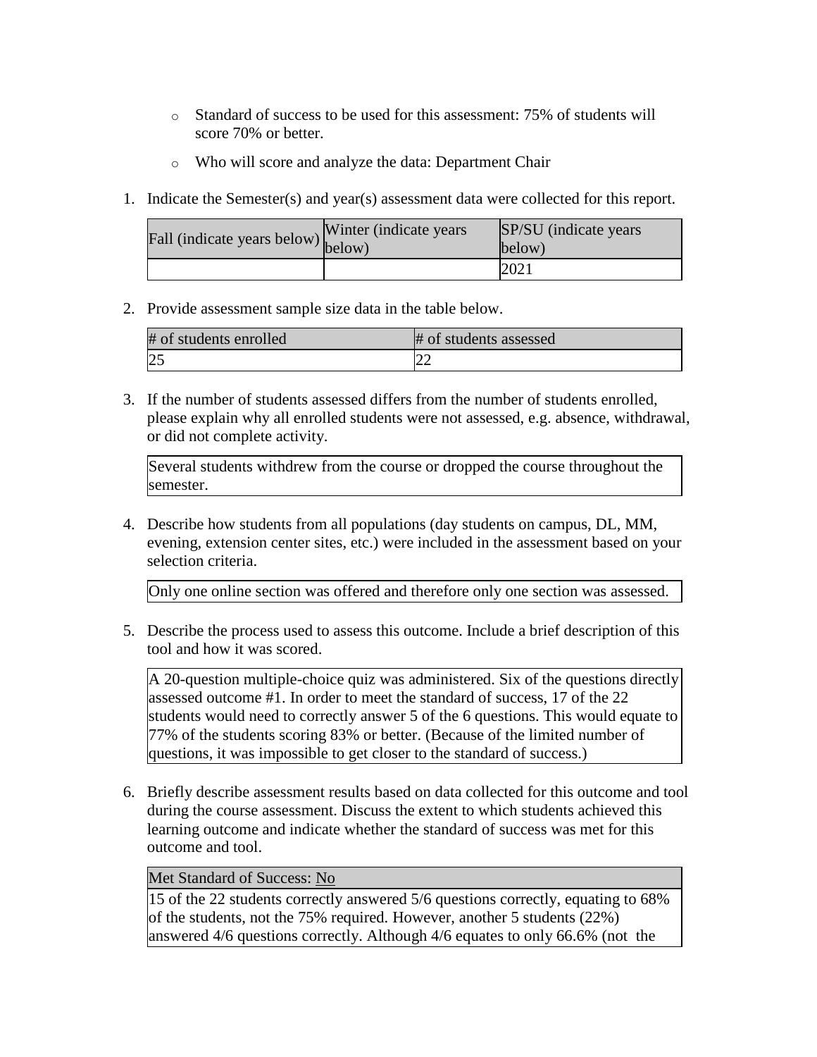- Standard of success to be used for this assessment: 75% of students will score 70% or better.
- Who will score and analyze the data: Department Chair

1. Indicate the Semester(s) and year(s) assessment data were collected for this report.

| Fall (indicate years below) | Winter (indicate years below) | SP/SU (indicate years below) |
| --- | --- | --- |
| | | 2021 |

2. Provide assessment sample size data in the table below.

| # of students enrolled | # of students assessed |
| --- | --- |
| 25 | 22 |

3. If the number of students assessed differs from the number of students enrolled, please explain why all enrolled students were not assessed, e.g. absence, withdrawal, or did not complete activity.

| Several students withdrew from the course or dropped the course throughout the semester. |
| --- |

4. Describe how students from all populations (day students on campus, DL, MM, evening, extension center sites, etc.) were included in the assessment based on your selection criteria.

| Only one online section was offered and therefore only one section was assessed. |
| --- |

5. Describe the process used to assess this outcome. Include a brief description of this tool and how it was scored.

| A 20-question multiple-choice quiz was administered. Six of the questions directly assessed outcome #1. In order to meet the standard of success, 17 of the 22 students would need to correctly answer 5 of the 6 questions. This would equate to 77% of the students scoring 83% or better. (Because of the limited number of questions, it was impossible to get closer to the standard of success.) |
| --- |

6. Briefly describe assessment results based on data collected for this outcome and tool during the course assessment. Discuss the extent to which students achieved this learning outcome and indicate whether the standard of success was met for this outcome and tool.

| Met Standard of Success: No |
| --- |
| 15 of the 22 students correctly answered 5/6 questions correctly, equating to 68% of the students, not the 75% required. However, another 5 students (22%) answered 4/6 questions correctly. Although 4/6 equates to only 66.6% (not the |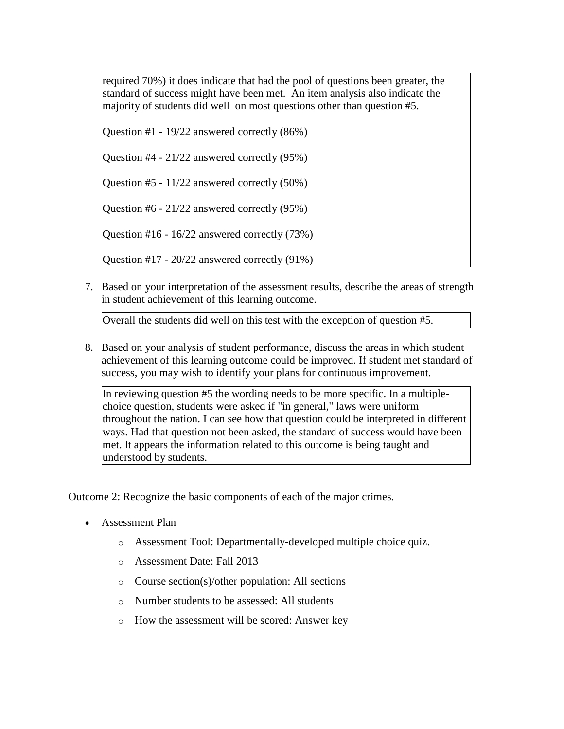required 70%) it does indicate that had the pool of questions been greater, the standard of success might have been met. An item analysis also indicate the majority of students did well on most questions other than question #5.

Question #1 - 19/22 answered correctly (86%)

Question #4 - 21/22 answered correctly (95%)

Question #5 - 11/22 answered correctly (50%)

Question #6 - 21/22 answered correctly (95%)

Question #16 - 16/22 answered correctly (73%)

Question #17 - 20/22 answered correctly (91%)

7. Based on your interpretation of the assessment results, describe the areas of strength in student achievement of this learning outcome.

   Overall the students did well on this test with the exception of question #5.

8. Based on your analysis of student performance, discuss the areas in which student achievement of this learning outcome could be improved. If student met standard of success, you may wish to identify your plans for continuous improvement.

   In reviewing question #5 the wording needs to be more specific. In a multiple-choice question, students were asked if "in general," laws were uniform throughout the nation. I can see how that question could be interpreted in different ways. Had that question not been asked, the standard of success would have been met. It appears the information related to this outcome is being taught and understood by students.

Outcome 2: Recognize the basic components of each of the major crimes.

- Assessment Plan
  - Assessment Tool: Departmentally-developed multiple choice quiz.
  - Assessment Date: Fall 2013
  - Course section(s)/other population: All sections
  - Number students to be assessed: All students
  - How the assessment will be scored: Answer key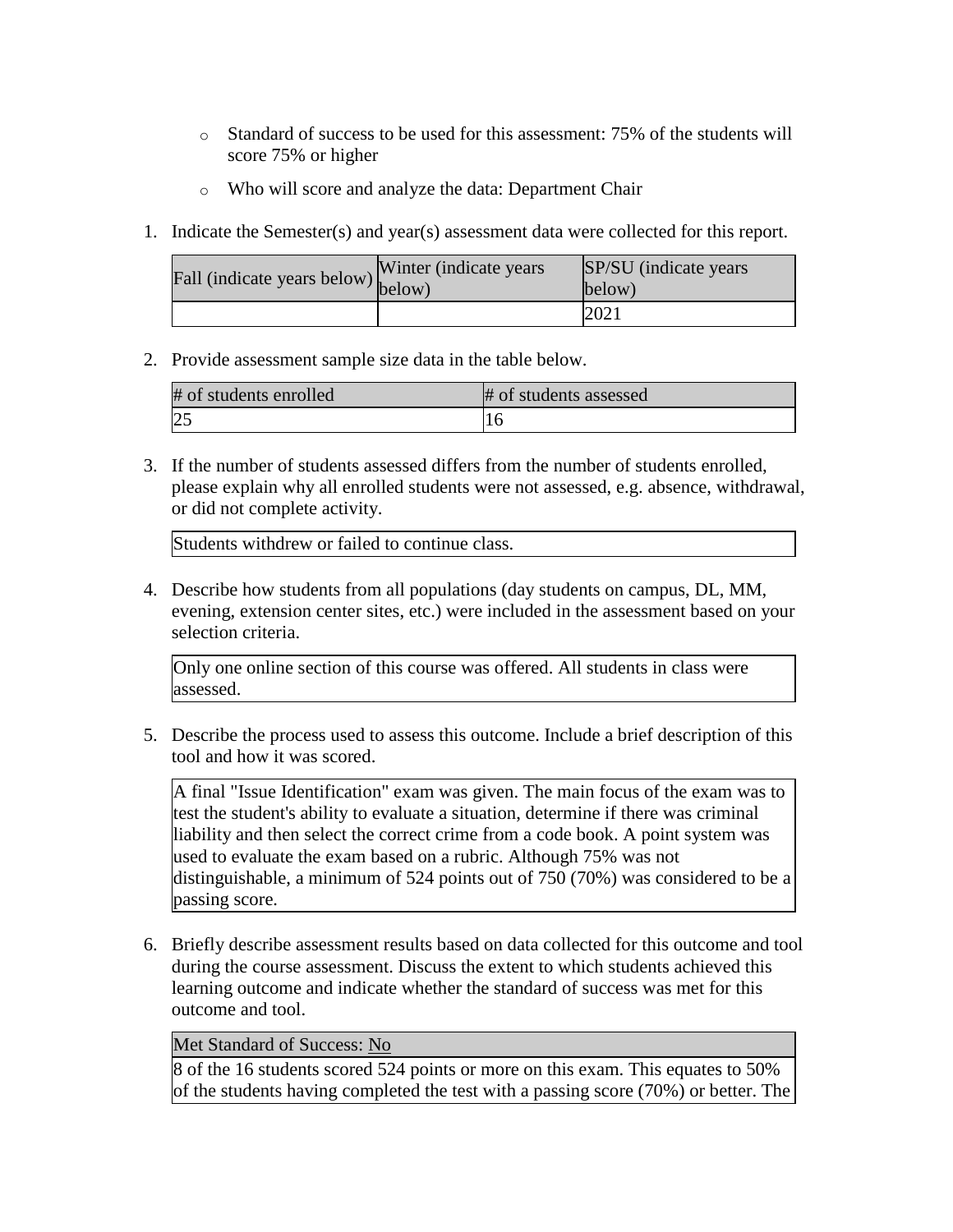- Standard of success to be used for this assessment: 75% of the students will score 75% or higher
- Who will score and analyze the data: Department Chair

1. Indicate the Semester(s) and year(s) assessment data were collected for this report.

| Fall (indicate years below) | Winter (indicate years below) | SP/SU (indicate years below) |
| --- | --- | --- |
| | | 2021 |

2. Provide assessment sample size data in the table below.

| # of students enrolled | # of students assessed |
| --- | --- |
| 25 | 16 |

3. If the number of students assessed differs from the number of students enrolled, please explain why all enrolled students were not assessed, e.g. absence, withdrawal, or did not complete activity.

| Students withdrew or failed to continue class. |
| --- |

4. Describe how students from all populations (day students on campus, DL, MM, evening, extension center sites, etc.) were included in the assessment based on your selection criteria.

| Only one online section of this course was offered. All students in class were assessed. |
| --- |

5. Describe the process used to assess this outcome. Include a brief description of this tool and how it was scored.

| A final "Issue Identification" exam was given. The main focus of the exam was to test the student's ability to evaluate a situation, determine if there was criminal liability and then select the correct crime from a code book. A point system was used to evaluate the exam based on a rubric. Although 75% was not distinguishable, a minimum of 524 points out of 750 (70%) was considered to be a passing score. |
| --- |

6. Briefly describe assessment results based on data collected for this outcome and tool during the course assessment. Discuss the extent to which students achieved this learning outcome and indicate whether the standard of success was met for this outcome and tool.

| Met Standard of Success: No |
| --- |
| 8 of the 16 students scored 524 points or more on this exam. This equates to 50% of the students having completed the test with a passing score (70%) or better. The |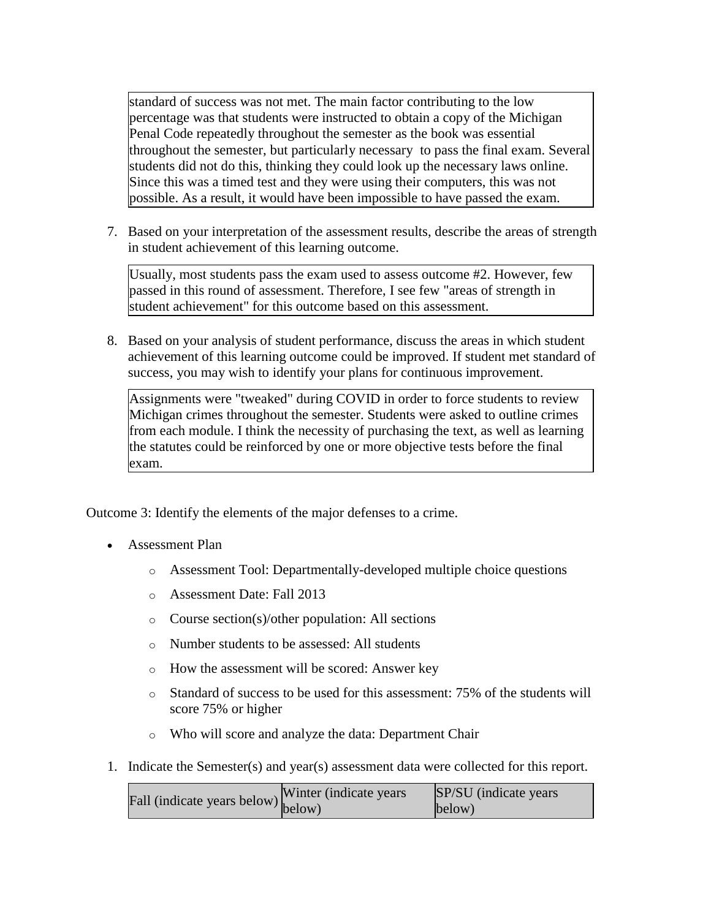standard of success was not met. The main factor contributing to the low percentage was that students were instructed to obtain a copy of the Michigan Penal Code repeatedly throughout the semester as the book was essential throughout the semester, but particularly necessary to pass the final exam. Several students did not do this, thinking they could look up the necessary laws online. Since this was a timed test and they were using their computers, this was not possible. As a result, it would have been impossible to have passed the exam.

7. Based on your interpretation of the assessment results, describe the areas of strength in student achievement of this learning outcome.

Usually, most students pass the exam used to assess outcome #2. However, few passed in this round of assessment. Therefore, I see few "areas of strength in student achievement" for this outcome based on this assessment.

8. Based on your analysis of student performance, discuss the areas in which student achievement of this learning outcome could be improved. If student met standard of success, you may wish to identify your plans for continuous improvement.

Assignments were "tweaked" during COVID in order to force students to review Michigan crimes throughout the semester. Students were asked to outline crimes from each module. I think the necessity of purchasing the text, as well as learning the statutes could be reinforced by one or more objective tests before the final exam.

Outcome 3: Identify the elements of the major defenses to a crime.

- Assessment Plan
  - Assessment Tool: Departmentally-developed multiple choice questions
  - Assessment Date: Fall 2013
  - Course section(s)/other population: All sections
  - Number students to be assessed: All students
  - How the assessment will be scored: Answer key
  - Standard of success to be used for this assessment: 75% of the students will score 75% or higher
  - Who will score and analyze the data: Department Chair

1. Indicate the Semester(s) and year(s) assessment data were collected for this report.

| Fall (indicate years below) | Winter (indicate years below) | SP/SU (indicate years below) |
| --- | --- | --- |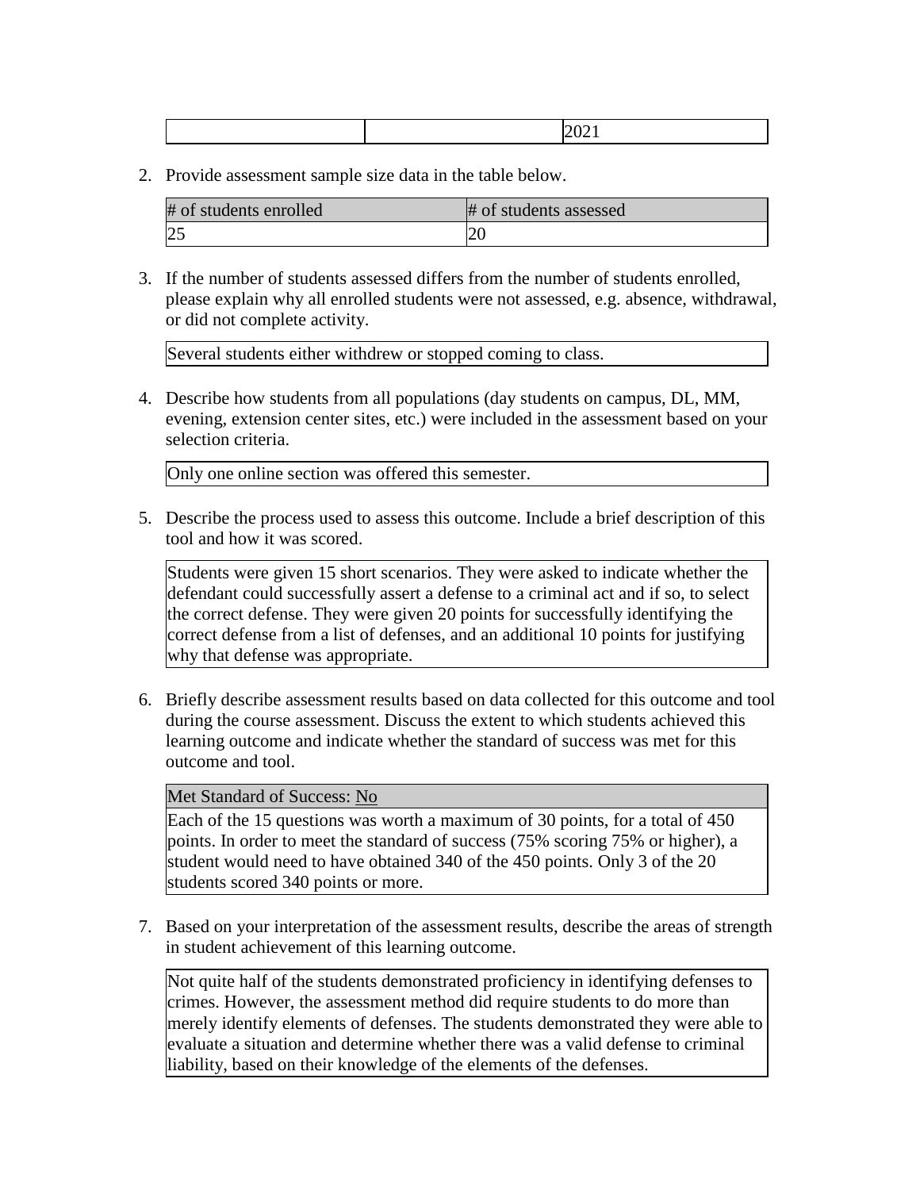| | | 2021 |
|---|---|---|

2. Provide assessment sample size data in the table below.

| # of students enrolled | # of students assessed |
|---|---|
| 25 | 20 |

3. If the number of students assessed differs from the number of students enrolled, please explain why all enrolled students were not assessed, e.g. absence, withdrawal, or did not complete activity.

| Several students either withdrew or stopped coming to class. |
|---|

4. Describe how students from all populations (day students on campus, DL, MM, evening, extension center sites, etc.) were included in the assessment based on your selection criteria.

| Only one online section was offered this semester. |
|---|

5. Describe the process used to assess this outcome. Include a brief description of this tool and how it was scored.

| Students were given 15 short scenarios. They were asked to indicate whether the defendant could successfully assert a defense to a criminal act and if so, to select the correct defense. They were given 20 points for successfully identifying the correct defense from a list of defenses, and an additional 10 points for justifying why that defense was appropriate. |
|---|

6. Briefly describe assessment results based on data collected for this outcome and tool during the course assessment. Discuss the extent to which students achieved this learning outcome and indicate whether the standard of success was met for this outcome and tool.

| Met Standard of Success: No |
|---|
| Each of the 15 questions was worth a maximum of 30 points, for a total of 450 points. In order to meet the standard of success (75% scoring 75% or higher), a student would need to have obtained 340 of the 450 points. Only 3 of the 20 students scored 340 points or more. |

7. Based on your interpretation of the assessment results, describe the areas of strength in student achievement of this learning outcome.

| Not quite half of the students demonstrated proficiency in identifying defenses to crimes. However, the assessment method did require students to do more than merely identify elements of defenses. The students demonstrated they were able to evaluate a situation and determine whether there was a valid defense to criminal liability, based on their knowledge of the elements of the defenses. |
|---|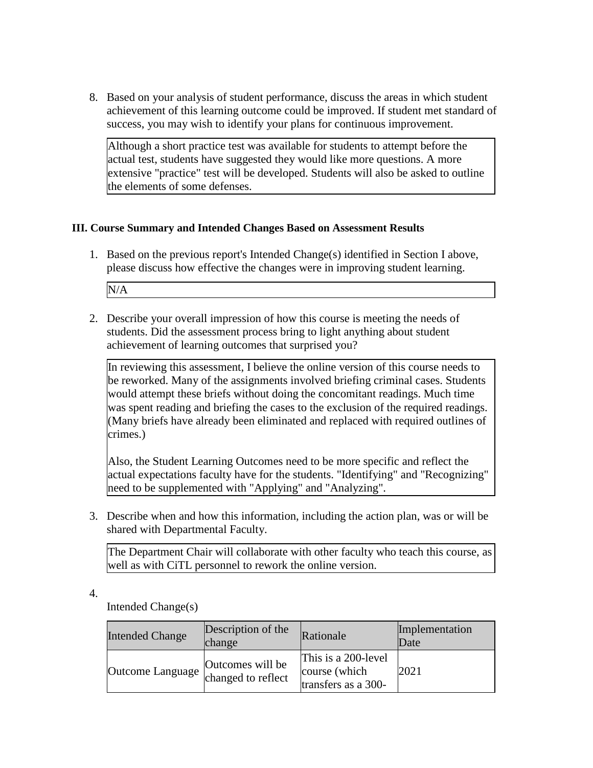8. Based on your analysis of student performance, discuss the areas in which student achievement of this learning outcome could be improved. If student met standard of success, you may wish to identify your plans for continuous improvement.

   Although a short practice test was available for students to attempt before the actual test, students have suggested they would like more questions. A more extensive "practice" test will be developed. Students will also be asked to outline the elements of some defenses.

### III. Course Summary and Intended Changes Based on Assessment Results

1. Based on the previous report's Intended Change(s) identified in Section I above, please discuss how effective the changes were in improving student learning.

   N/A

2. Describe your overall impression of how this course is meeting the needs of students. Did the assessment process bring to light anything about student achievement of learning outcomes that surprised you?

   In reviewing this assessment, I believe the online version of this course needs to be reworked. Many of the assignments involved briefing criminal cases. Students would attempt these briefs without doing the concomitant readings. Much time was spent reading and briefing the cases to the exclusion of the required readings. (Many briefs have already been eliminated and replaced with required outlines of crimes.)

   Also, the Student Learning Outcomes need to be more specific and reflect the actual expectations faculty have for the students. "Identifying" and "Recognizing" need to be supplemented with "Applying" and "Analyzing".

3. Describe when and how this information, including the action plan, was or will be shared with Departmental Faculty.

   The Department Chair will collaborate with other faculty who teach this course, as well as with CiTL personnel to rework the online version.

4. Intended Change(s)

| Intended Change | Description of the change | Rationale | Implementation Date |
|---|---|---|---|
| Outcome Language | Outcomes will be changed to reflect | This is a 200-level course (which transfers as a 300- | 2021 |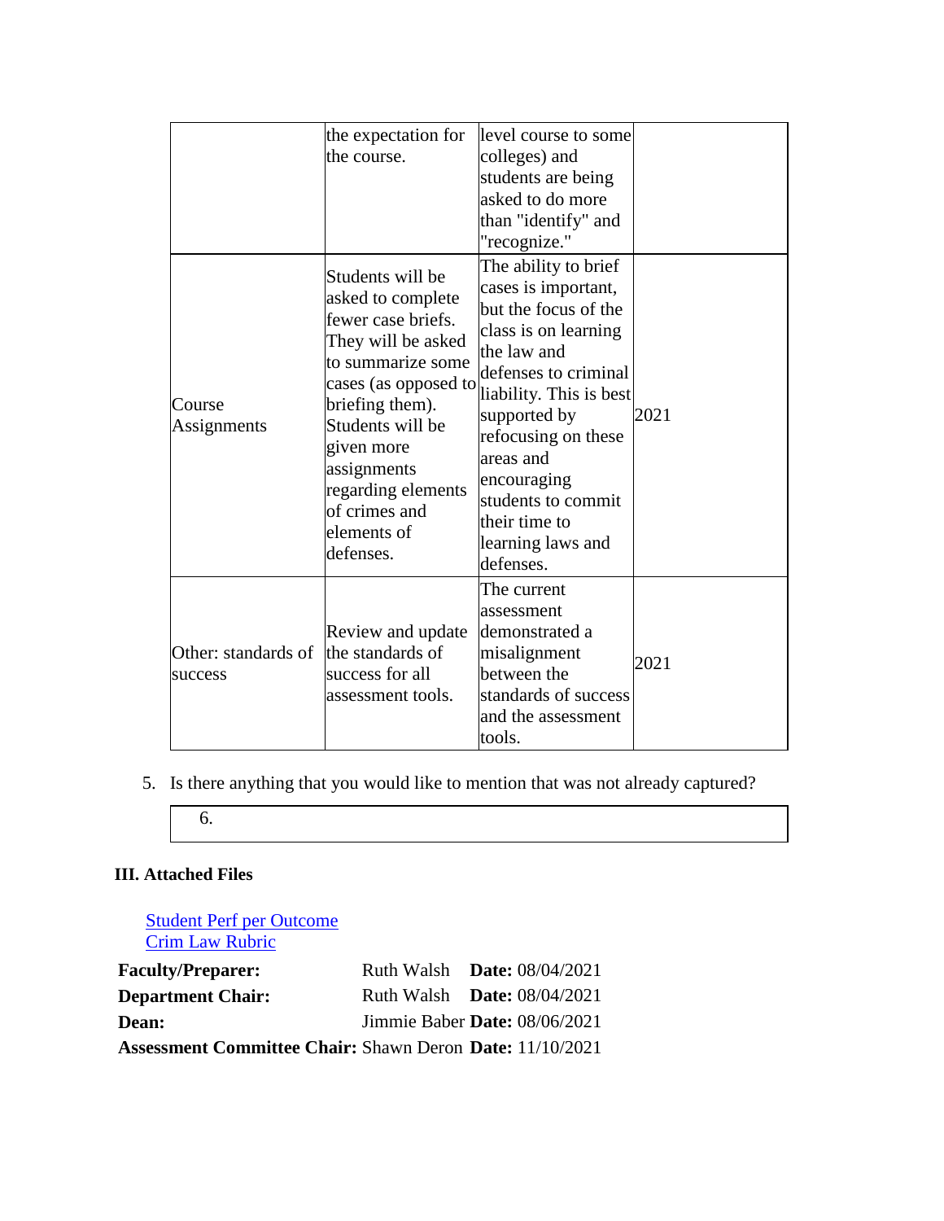| | | | |
|---|---|---|---|
| | the expectation for the course. | level course to some colleges) and students are being asked to do more than "identify" and "recognize." | |
| Course Assignments | Students will be asked to complete fewer case briefs. They will be asked to summarize some cases (as opposed to briefing them). Students will be given more assignments regarding elements of crimes and elements of defenses. | The ability to brief cases is important, but the focus of the class is on learning the law and defenses to criminal liability. This is best supported by refocusing on these areas and encouraging students to commit their time to learning laws and defenses. | 2021 |
| Other: standards of success | Review and update the standards of success for all assessment tools. | The current assessment demonstrated a misalignment between the standards of success and the assessment tools. | 2021 |

5. Is there anything that you would like to mention that was not already captured?

| |
|---|
| 6. |

### III. Attached Files

[Student Perf per Outcome]
[Crim Law Rubric]

| | | |
|---|---|---|
| **Faculty/Preparer:** | Ruth Walsh | **Date:** 08/04/2021 |
| **Department Chair:** | Ruth Walsh | **Date:** 08/04/2021 |
| **Dean:** | Jimmie Baber | **Date:** 08/06/2021 |
| **Assessment Committee Chair:** | Shawn Deron | **Date:** 11/10/2021 |